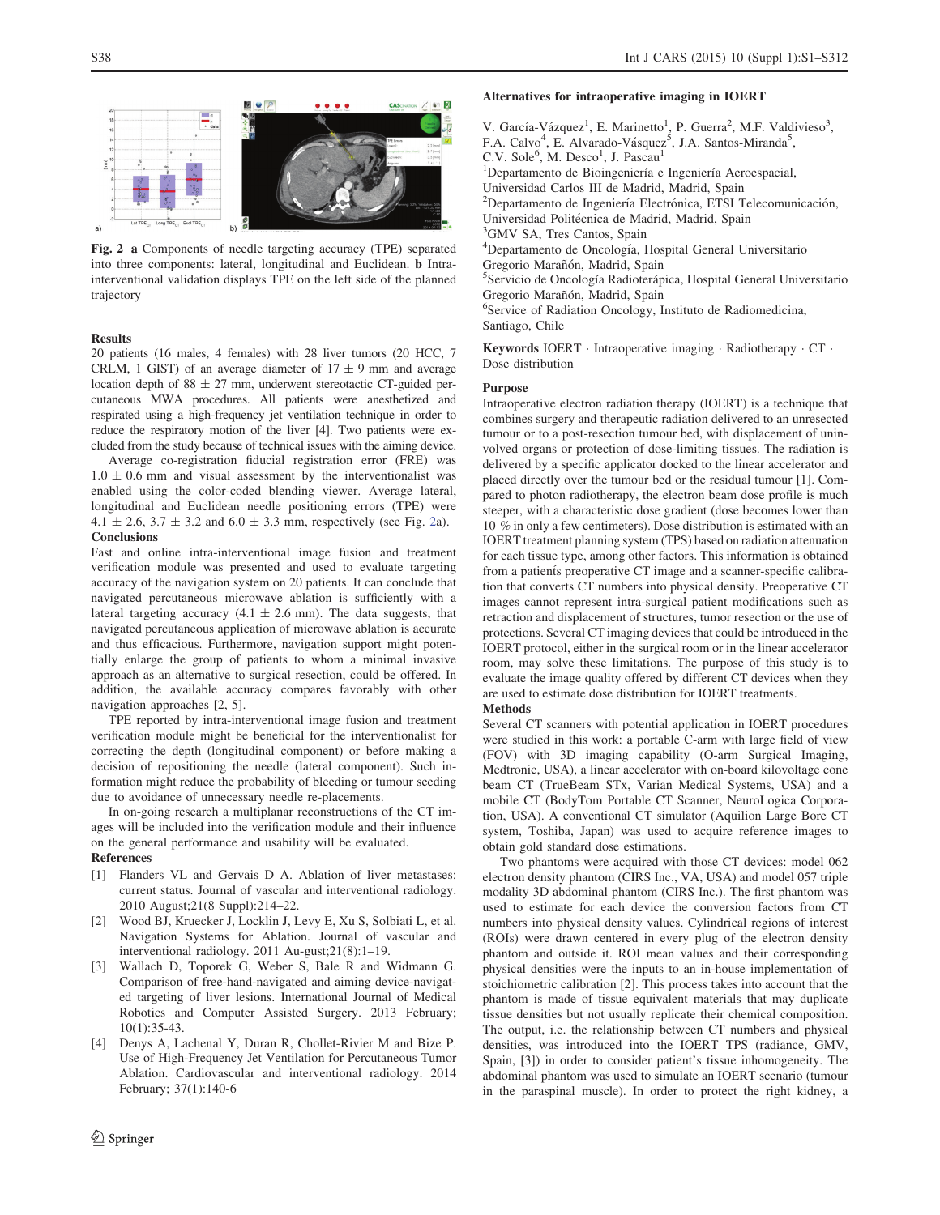**Fig. 2** **a** Components of needle targeting accuracy (TPE) separated into three components: lateral, longitudinal and Euclidean. **b** Intra-interventional validation displays TPE on the left side of the planned trajectory

**Results**

20 patients (16 males, 4 females) with 28 liver tumors (20 HCC, 7 CRLM, 1 GIST) of an average diameter of 17 ± 9 mm and average location depth of 88 ± 27 mm, underwent stereotactic CT-guided percutaneous MWA procedures. All patients were anesthetized and respirated using a high-frequency jet ventilation technique in order to reduce the respiratory motion of the liver [4]. Two patients were excluded from the study because of technical issues with the aiming device.

Average co-registration fiducial registration error (FRE) was 1.0 ± 0.6 mm and visual assessment by the interventionalist was enabled using the color-coded blending viewer. Average lateral, longitudinal and Euclidean needle positioning errors (TPE) were 4.1 ± 2.6, 3.7 ± 3.2 and 6.0 ± 3.3 mm, respectively (see Fig. 2a).

**Conclusions**

Fast and online intra-interventional image fusion and treatment verification module was presented and used to evaluate targeting accuracy of the navigation system on 20 patients. It can conclude that navigated percutaneous microwave ablation is sufficiently with a lateral targeting accuracy (4.1 ± 2.6 mm). The data suggests, that navigated percutaneous application of microwave ablation is accurate and thus efficacious. Furthermore, navigation support might potentially enlarge the group of patients to whom a minimal invasive approach as an alternative to surgical resection, could be offered. In addition, the available accuracy compares favorably with other navigation approaches [2, 5].

TPE reported by intra-interventional image fusion and treatment verification module might be beneficial for the interventionalist for correcting the depth (longitudinal component) or before making a decision of repositioning the needle (lateral component). Such information might reduce the probability of bleeding or tumour seeding due to avoidance of unnecessary needle re-placements.

In on-going research a multiplanar reconstructions of the CT images will be included into the verification module and their influence on the general performance and usability will be evaluated.

**References**

[1] Flanders VL and Gervais D A. Ablation of liver metastases: current status. Journal of vascular and interventional radiology. 2010 August;21(8 Suppl):214–22.

[2] Wood BJ, Kruecker J, Locklin J, Levy E, Xu S, Solbiati L, et al. Navigation Systems for Ablation. Journal of vascular and interventional radiology. 2011 Au-gust;21(8):1–19.

[3] Wallach D, Toporek G, Weber S, Bale R and Widmann G. Comparison of free-hand-navigated and aiming device-navigated targeting of liver lesions. International Journal of Medical Robotics and Computer Assisted Surgery. 2013 February; 10(1):35-43.

[4] Denys A, Lachenal Y, Duran R, Chollet-Rivier M and Bize P. Use of High-Frequency Jet Ventilation for Percutaneous Tumor Ablation. Cardiovascular and interventional radiology. 2014 February; 37(1):140-6

## Alternatives for intraoperative imaging in IOERT

V. García-Vázquez[1], E. Marinetto[1], P. Guerra[2], M.F. Valdivieso[3], F.A. Calvo[4], E. Alvarado-Vásquez[5], J.A. Santos-Miranda[5], C.V. Sole[6], M. Desco[1], J. Pascau[1]

[1]Departamento de Bioingeniería e Ingeniería Aeroespacial, Universidad Carlos III de Madrid, Madrid, Spain
[2]Departamento de Ingeniería Electrónica, ETSI Telecomunicación, Universidad Politécnica de Madrid, Madrid, Spain
[3]GMV SA, Tres Cantos, Spain
[4]Departamento de Oncología, Hospital General Universitario Gregorio Marañón, Madrid, Spain
[5]Servicio de Oncología Radioterápica, Hospital General Universitario Gregorio Marañón, Madrid, Spain
[6]Service of Radiation Oncology, Instituto de Radiomedicina, Santiago, Chile

**Keywords** IOERT · Intraoperative imaging · Radiotherapy · CT · Dose distribution

**Purpose**

Intraoperative electron radiation therapy (IOERT) is a technique that combines surgery and therapeutic radiation delivered to an unresected tumour or to a post-resection tumour bed, with displacement of uninvolved organs or protection of dose-limiting tissues. The radiation is delivered by a specific applicator docked to the linear accelerator and placed directly over the tumour bed or the residual tumour [1]. Compared to photon radiotherapy, the electron beam dose profile is much steeper, with a characteristic dose gradient (dose becomes lower than 10 % in only a few centimeters). Dose distribution is estimated with an IOERT treatment planning system (TPS) based on radiation attenuation for each tissue type, among other factors. This information is obtained from a patientś preoperative CT image and a scanner-specific calibration that converts CT numbers into physical density. Preoperative CT images cannot represent intra-surgical patient modifications such as retraction and displacement of structures, tumor resection or the use of protections. Several CT imaging devices that could be introduced in the IOERT protocol, either in the surgical room or in the linear accelerator room, may solve these limitations. The purpose of this study is to evaluate the image quality offered by different CT devices when they are used to estimate dose distribution for IOERT treatments.

**Methods**

Several CT scanners with potential application in IOERT procedures were studied in this work: a portable C-arm with large field of view (FOV) with 3D imaging capability (O-arm Surgical Imaging, Medtronic, USA), a linear accelerator with on-board kilovoltage cone beam CT (TrueBeam STx, Varian Medical Systems, USA) and a mobile CT (BodyTom Portable CT Scanner, NeuroLogica Corporation, USA). A conventional CT simulator (Aquilion Large Bore CT system, Toshiba, Japan) was used to acquire reference images to obtain gold standard dose estimations.

Two phantoms were acquired with those CT devices: model 062 electron density phantom (CIRS Inc., VA, USA) and model 057 triple modality 3D abdominal phantom (CIRS Inc.). The first phantom was used to estimate for each device the conversion factors from CT numbers into physical density values. Cylindrical regions of interest (ROIs) were drawn centered in every plug of the electron density phantom and outside it. ROI mean values and their corresponding physical densities were the inputs to an in-house implementation of stoichiometric calibration [2]. This process takes into account that the phantom is made of tissue equivalent materials that may duplicate tissue densities but not usually replicate their chemical composition. The output, i.e. the relationship between CT numbers and physical densities, was introduced into the IOERT TPS (radiance, GMV, Spain, [3]) in order to consider patient's tissue inhomogeneity. The abdominal phantom was used to simulate an IOERT scenario (tumour in the paraspinal muscle). In order to protect the right kidney, a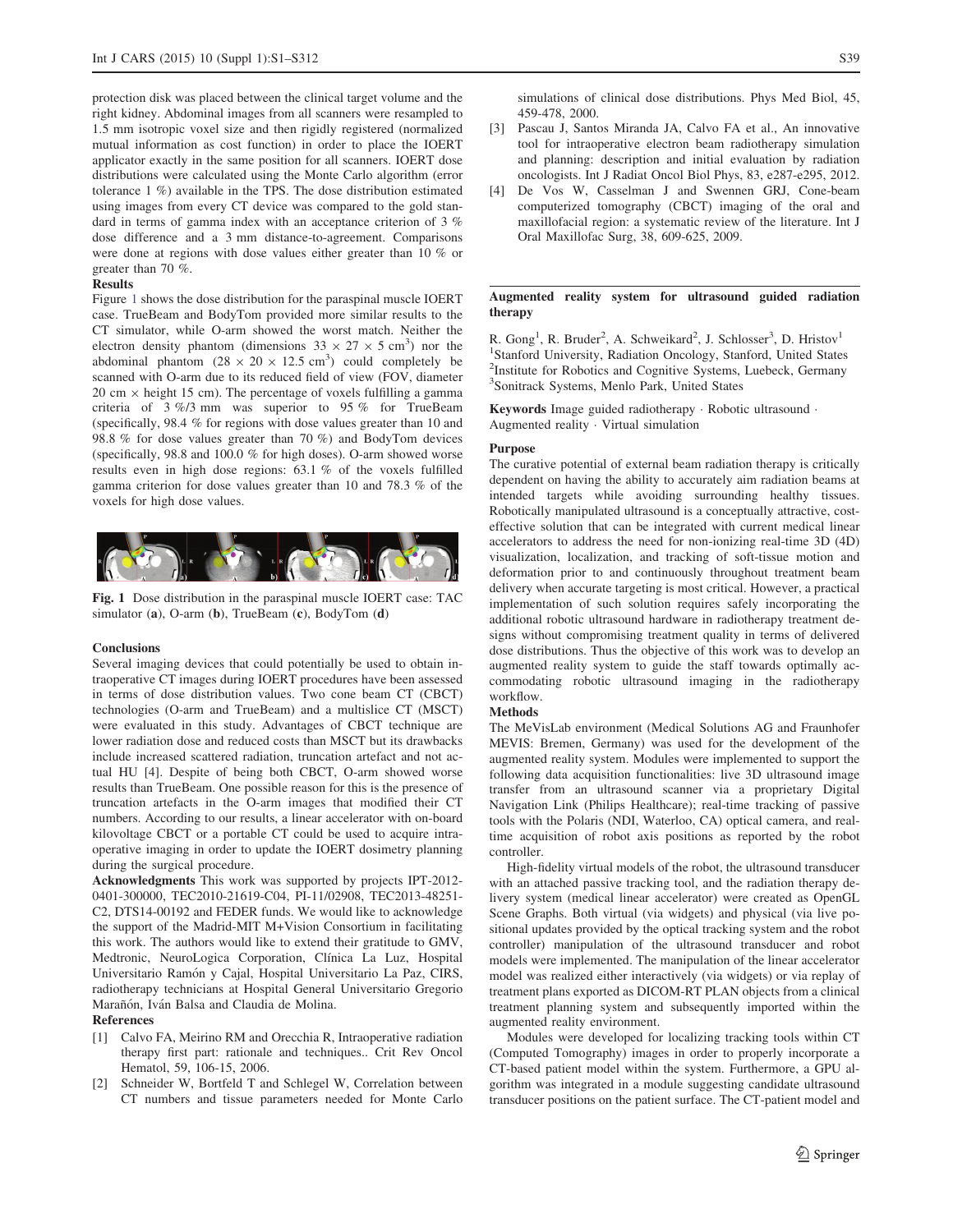protection disk was placed between the clinical target volume and the right kidney. Abdominal images from all scanners were resampled to 1.5 mm isotropic voxel size and then rigidly registered (normalized mutual information as cost function) in order to place the IOERT applicator exactly in the same position for all scanners. IOERT dose distributions were calculated using the Monte Carlo algorithm (error tolerance 1 %) available in the TPS. The dose distribution estimated using images from every CT device was compared to the gold standard in terms of gamma index with an acceptance criterion of 3 % dose difference and a 3 mm distance-to-agreement. Comparisons were done at regions with dose values either greater than 10 % or greater than 70 %.

**Results**

Figure 1 shows the dose distribution for the paraspinal muscle IOERT case. TrueBeam and BodyTom provided more similar results to the CT simulator, while O-arm showed the worst match. Neither the electron density phantom (dimensions $33 \times 27 \times 5\ cm^3$) nor the abdominal phantom ($28 \times 20 \times 12.5\ cm^3$) could completely be scanned with O-arm due to its reduced field of view (FOV, diameter 20 cm $\times$ height 15 cm). The percentage of voxels fulfilling a gamma criteria of 3 %/3 mm was superior to 95 % for TrueBeam (specifically, 98.4 % for regions with dose values greater than 10 and 98.8 % for dose values greater than 70 %) and BodyTom devices (specifically, 98.8 and 100.0 % for high doses). O-arm showed worse results even in high dose regions: 63.1 % of the voxels fulfilled gamma criterion for dose values greater than 10 and 78.3 % of the voxels for high dose values.

**Fig. 1** Dose distribution in the paraspinal muscle IOERT case: TAC simulator (**a**), O-arm (**b**), TrueBeam (**c**), BodyTom (**d**)

**Conclusions**

Several imaging devices that could potentially be used to obtain intraoperative CT images during IOERT procedures have been assessed in terms of dose distribution values. Two cone beam CT (CBCT) technologies (O-arm and TrueBeam) and a multislice CT (MSCT) were evaluated in this study. Advantages of CBCT technique are lower radiation dose and reduced costs than MSCT but its drawbacks include increased scattered radiation, truncation artefact and not actual HU [4]. Despite of being both CBCT, O-arm showed worse results than TrueBeam. One possible reason for this is the presence of truncation artefacts in the O-arm images that modified their CT numbers. According to our results, a linear accelerator with on-board kilovoltage CBCT or a portable CT could be used to acquire intraoperative imaging in order to update the IOERT dosimetry planning during the surgical procedure.

**Acknowledgments** This work was supported by projects IPT-2012-0401-300000, TEC2010-21619-C04, PI-11/02908, TEC2013-48251-C2, DTS14-00192 and FEDER funds. We would like to acknowledge the support of the Madrid-MIT M+Vision Consortium in facilitating this work. The authors would like to extend their gratitude to GMV, Medtronic, NeuroLogica Corporation, Clínica La Luz, Hospital Universitario Ramón y Cajal, Hospital Universitario La Paz, CIRS, radiotherapy technicians at Hospital General Universitario Gregorio Marañón, Iván Balsa and Claudia de Molina.

**References**

[1] Calvo FA, Meirino RM and Orecchia R, Intraoperative radiation therapy first part: rationale and techniques.. Crit Rev Oncol Hematol, 59, 106-15, 2006.

[2] Schneider W, Bortfeld T and Schlegel W, Correlation between CT numbers and tissue parameters needed for Monte Carlo simulations of clinical dose distributions. Phys Med Biol, 45, 459-478, 2000.

[3] Pascau J, Santos Miranda JA, Calvo FA et al., An innovative tool for intraoperative electron beam radiotherapy simulation and planning: description and initial evaluation by radiation oncologists. Int J Radiat Oncol Biol Phys, 83, e287-e295, 2012.

[4] De Vos W, Casselman J and Swennen GRJ, Cone-beam computerized tomography (CBCT) imaging of the oral and maxillofacial region: a systematic review of the literature. Int J Oral Maxillofac Surg, 38, 609-625, 2009.

## Augmented reality system for ultrasound guided radiation therapy

R. Gong[1], R. Bruder[2], A. Schweikard[2], J. Schlosser[3], D. Hristov[1]

[1]Stanford University, Radiation Oncology, Stanford, United States

[2]Institute for Robotics and Cognitive Systems, Luebeck, Germany

[3]Sonitrack Systems, Menlo Park, United States

**Keywords** Image guided radiotherapy · Robotic ultrasound · Augmented reality · Virtual simulation

**Purpose**

The curative potential of external beam radiation therapy is critically dependent on having the ability to accurately aim radiation beams at intended targets while avoiding surrounding healthy tissues. Robotically manipulated ultrasound is a conceptually attractive, cost-effective solution that can be integrated with current medical linear accelerators to address the need for non-ionizing real-time 3D (4D) visualization, localization, and tracking of soft-tissue motion and deformation prior to and continuously throughout treatment beam delivery when accurate targeting is most critical. However, a practical implementation of such solution requires safely incorporating the additional robotic ultrasound hardware in radiotherapy treatment designs without compromising treatment quality in terms of delivered dose distributions. Thus the objective of this work was to develop an augmented reality system to guide the staff towards optimally accommodating robotic ultrasound imaging in the radiotherapy workflow.

**Methods**

The MeVisLab environment (Medical Solutions AG and Fraunhofer MEVIS: Bremen, Germany) was used for the development of the augmented reality system. Modules were implemented to support the following data acquisition functionalities: live 3D ultrasound image transfer from an ultrasound scanner via a proprietary Digital Navigation Link (Philips Healthcare); real-time tracking of passive tools with the Polaris (NDI, Waterloo, CA) optical camera, and real-time acquisition of robot axis positions as reported by the robot controller.

High-fidelity virtual models of the robot, the ultrasound transducer with an attached passive tracking tool, and the radiation therapy delivery system (medical linear accelerator) were created as OpenGL Scene Graphs. Both virtual (via widgets) and physical (via live positional updates provided by the optical tracking system and the robot controller) manipulation of the ultrasound transducer and robot models were implemented. The manipulation of the linear accelerator model was realized either interactively (via widgets) or via replay of treatment plans exported as DICOM-RT PLAN objects from a clinical treatment planning system and subsequently imported within the augmented reality environment.

Modules were developed for localizing tracking tools within CT (Computed Tomography) images in order to properly incorporate a CT-based patient model within the system. Furthermore, a GPU algorithm was integrated in a module suggesting candidate ultrasound transducer positions on the patient surface. The CT-patient model and